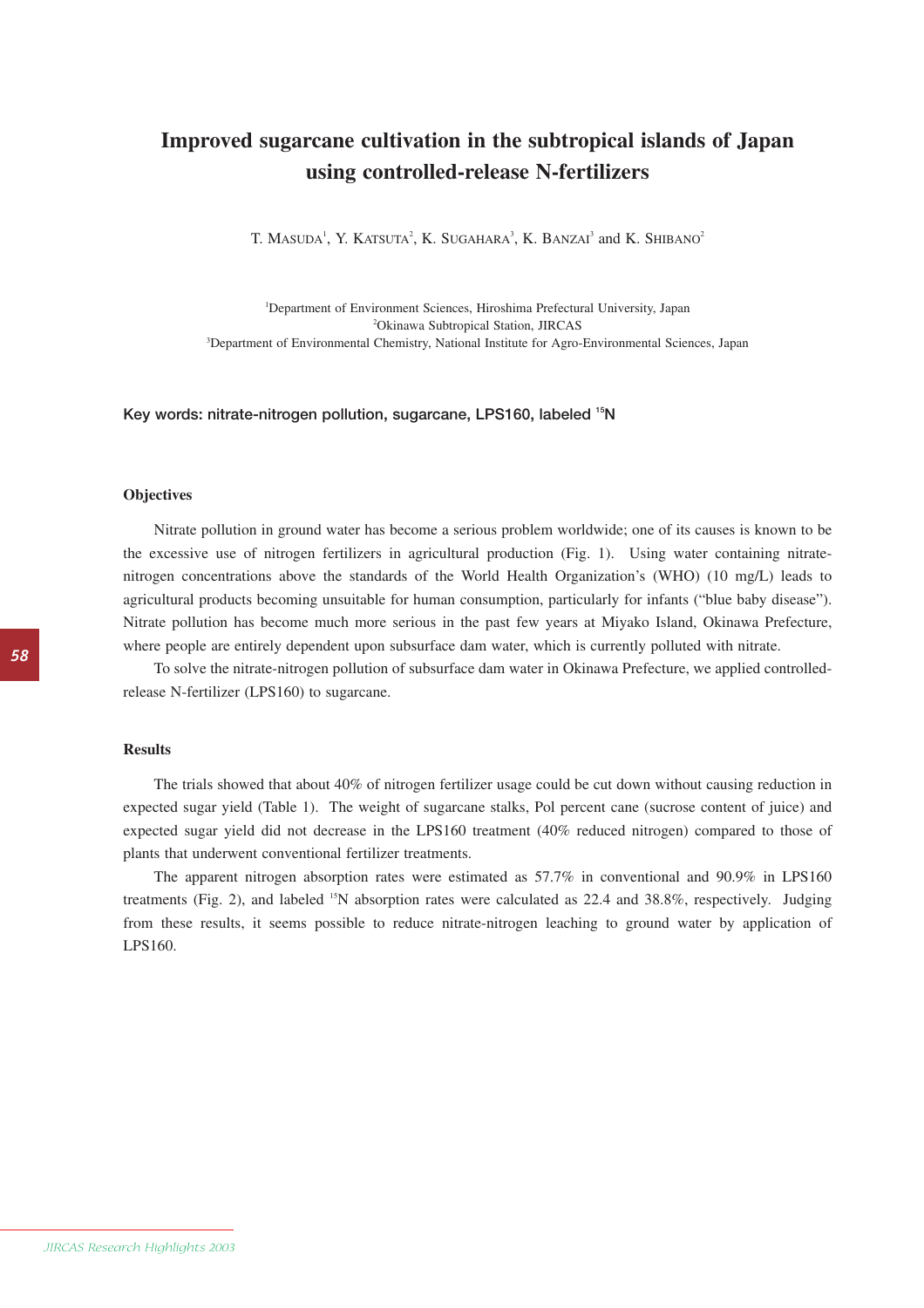# Improved sugarcane cultivation in the subtropical islands of Japan using controlled-release N-fertilizers

T. Masuda[1], Y. Katsuta[2], K. Sugahara[3], K. Banzai[3] and K. Shibano[2]

[1]Department of Environment Sciences, Hiroshima Prefectural University, Japan
[2]Okinawa Subtropical Station, JIRCAS
[3]Department of Environmental Chemistry, National Institute for Agro-Environmental Sciences, Japan

**Key words: nitrate-nitrogen pollution, sugarcane, LPS160, labeled $^{15}N$**

## Objectives

Nitrate pollution in ground water has become a serious problem worldwide; one of its causes is known to be the excessive use of nitrogen fertilizers in agricultural production (Fig. 1). Using water containing nitrate-nitrogen concentrations above the standards of the World Health Organization's (WHO) (10 mg/L) leads to agricultural products becoming unsuitable for human consumption, particularly for infants ("blue baby disease"). Nitrate pollution has become much more serious in the past few years at Miyako Island, Okinawa Prefecture, where people are entirely dependent upon subsurface dam water, which is currently polluted with nitrate.

To solve the nitrate-nitrogen pollution of subsurface dam water in Okinawa Prefecture, we applied controlled-release N-fertilizer (LPS160) to sugarcane.

## Results

The trials showed that about 40% of nitrogen fertilizer usage could be cut down without causing reduction in expected sugar yield (Table 1). The weight of sugarcane stalks, Pol percent cane (sucrose content of juice) and expected sugar yield did not decrease in the LPS160 treatment (40% reduced nitrogen) compared to those of plants that underwent conventional fertilizer treatments.

The apparent nitrogen absorption rates were estimated as 57.7% in conventional and 90.9% in LPS160 treatments (Fig. 2), and labeled $^{15}N$ absorption rates were calculated as 22.4 and 38.8%, respectively. Judging from these results, it seems possible to reduce nitrate-nitrogen leaching to ground water by application of LPS160.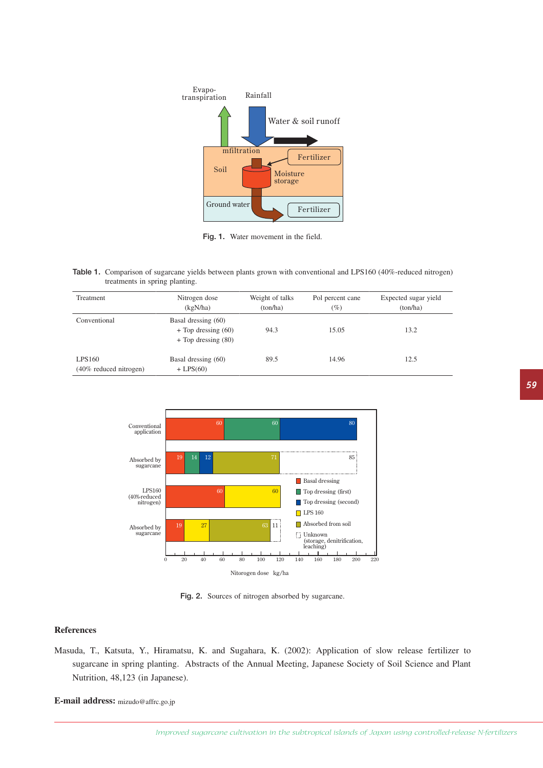Evapo-transpiration

Rainfall

Water & soil runoff

mfiltration

Fertilizer

Soil

Moisture storage

Ground water

Fertilizer

**Fig. 1.** Water movement in the field.

**Table 1.** Comparison of sugarcane yields between plants grown with conventional and LPS160 (40%-reduced nitrogen) treatments in spring planting.

| Treatment | Nitrogen dose (kgN/ha) | Weight of talks (ton/ha) | Pol percent cane (%) | Expected sugar yield (ton/ha) |
|---|---|---|---|---|
| Conventional | Basal dressing (60) + Top dressing (60) + Top dressing (80) | 94.3 | 15.05 | 13.2 |
| LPS160 (40% reduced nitrogen) | Basal dressing (60) + LPS(60) | 89.5 | 14.96 | 12.5 |

Conventional application: 60, 60, 80

Absorbed by sugarcane: 19, 14, 12, 71, 85

LPS160 (40%-reduced nitrogen): 60, 60

Absorbed by sugarcane: 19, 27, 63, 11

Basal dressing
Top dressing (first)
Top dressing (second)
LPS 160
Absorbed from soil
Unknown (storage, denitrification, leaching)

0 20 40 60 80 100 120 140 160 180 200 220

Nitorogen dose kg/ha

**Fig. 2.** Sources of nitrogen absorbed by sugarcane.

## References

Masuda, T., Katsuta, Y., Hiramatsu, K. and Sugahara, K. (2002): Application of slow release fertilizer to sugarcane in spring planting. Abstracts of the Annual Meeting, Japanese Society of Soil Science and Plant Nutrition, 48,123 (in Japanese).

**E-mail address:** mizudo@affrc.go.jp